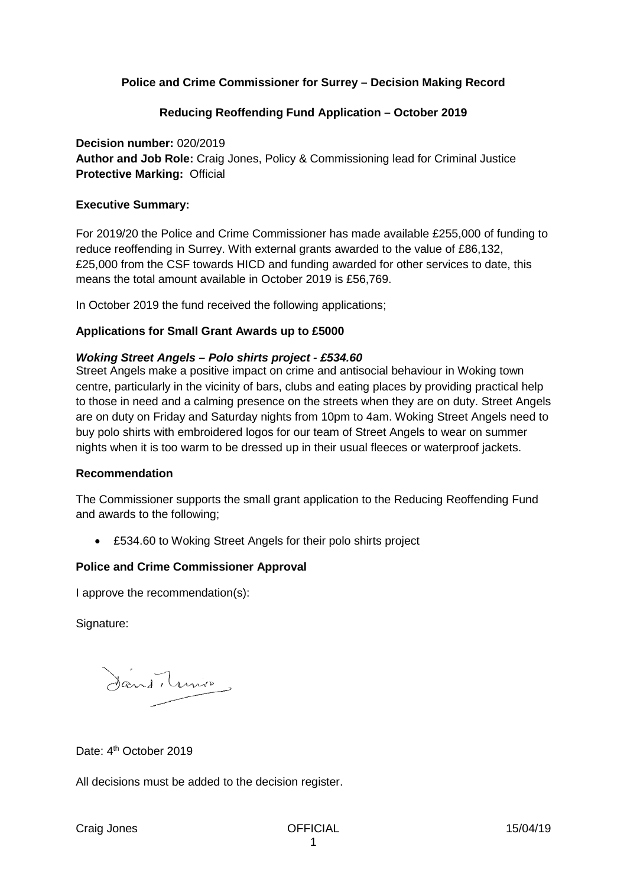**Police and Crime Commissioner for Surrey – Decision Making Record**

**Reducing Reoffending Fund Application – October 2019**

**Decision number:** 020/2019
**Author and Job Role:** Craig Jones, Policy & Commissioning lead for Criminal Justice
**Protective Marking:** Official

**Executive Summary:**

For 2019/20 the Police and Crime Commissioner has made available £255,000 of funding to reduce reoffending in Surrey. With external grants awarded to the value of £86,132, £25,000 from the CSF towards HICD and funding awarded for other services to date, this means the total amount available in October 2019 is £56,769.

In October 2019 the fund received the following applications;

**Applications for Small Grant Awards up to £5000**

***Woking Street Angels – Polo shirts project - £534.60***

Street Angels make a positive impact on crime and antisocial behaviour in Woking town centre, particularly in the vicinity of bars, clubs and eating places by providing practical help to those in need and a calming presence on the streets when they are on duty. Street Angels are on duty on Friday and Saturday nights from 10pm to 4am. Woking Street Angels need to buy polo shirts with embroidered logos for our team of Street Angels to wear on summer nights when it is too warm to be dressed up in their usual fleeces or waterproof jackets.

**Recommendation**

The Commissioner supports the small grant application to the Reducing Reoffending Fund and awards to the following;

- £534.60 to Woking Street Angels for their polo shirts project

**Police and Crime Commissioner Approval**

I approve the recommendation(s):

Signature:

Date: 4th October 2019

All decisions must be added to the decision register.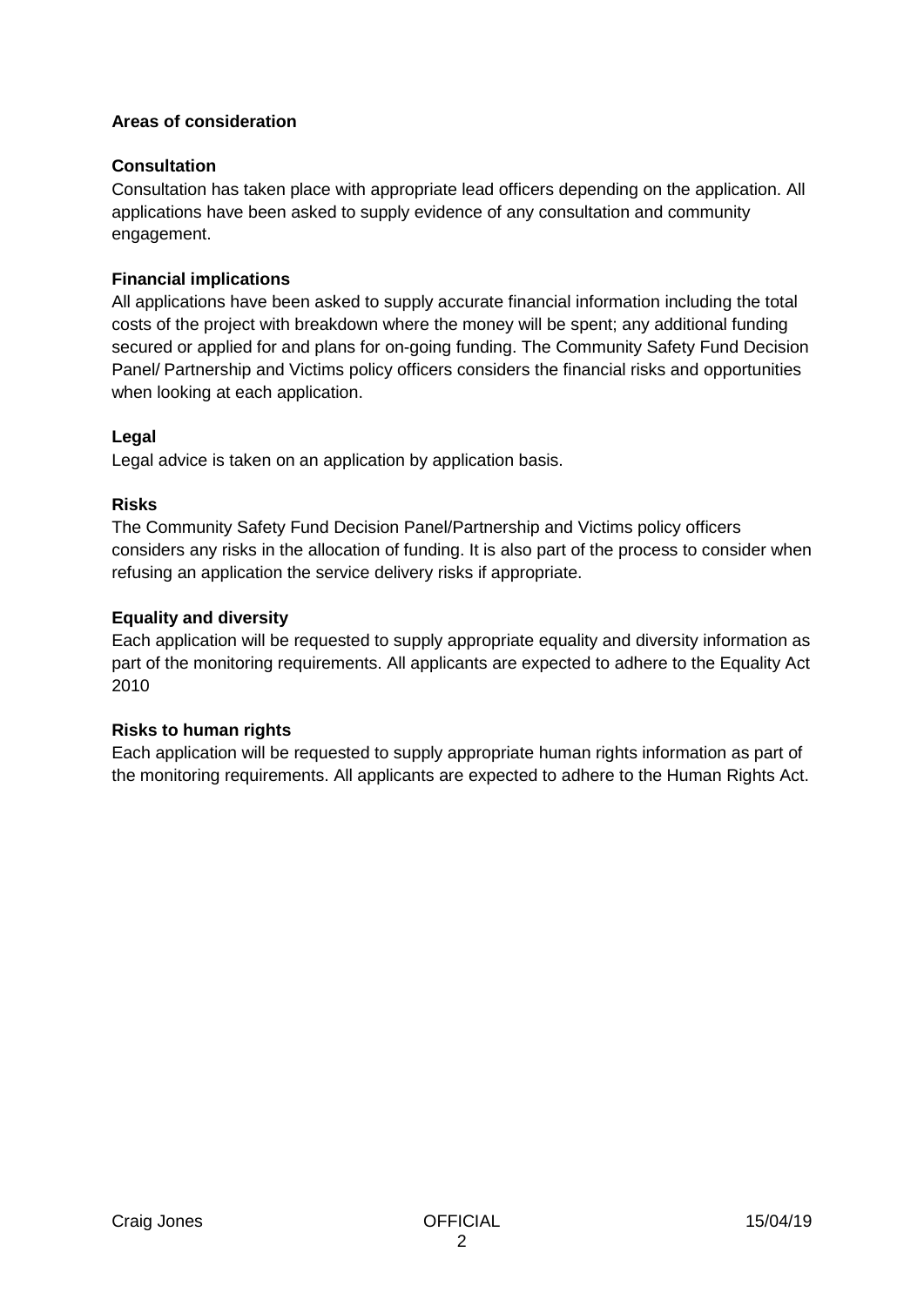**Areas of consideration**

**Consultation**

Consultation has taken place with appropriate lead officers depending on the application. All applications have been asked to supply evidence of any consultation and community engagement.

**Financial implications**

All applications have been asked to supply accurate financial information including the total costs of the project with breakdown where the money will be spent; any additional funding secured or applied for and plans for on-going funding. The Community Safety Fund Decision Panel/ Partnership and Victims policy officers considers the financial risks and opportunities when looking at each application.

**Legal**

Legal advice is taken on an application by application basis.

**Risks**

The Community Safety Fund Decision Panel/Partnership and Victims policy officers considers any risks in the allocation of funding. It is also part of the process to consider when refusing an application the service delivery risks if appropriate.

**Equality and diversity**

Each application will be requested to supply appropriate equality and diversity information as part of the monitoring requirements. All applicants are expected to adhere to the Equality Act 2010

**Risks to human rights**

Each application will be requested to supply appropriate human rights information as part of the monitoring requirements. All applicants are expected to adhere to the Human Rights Act.